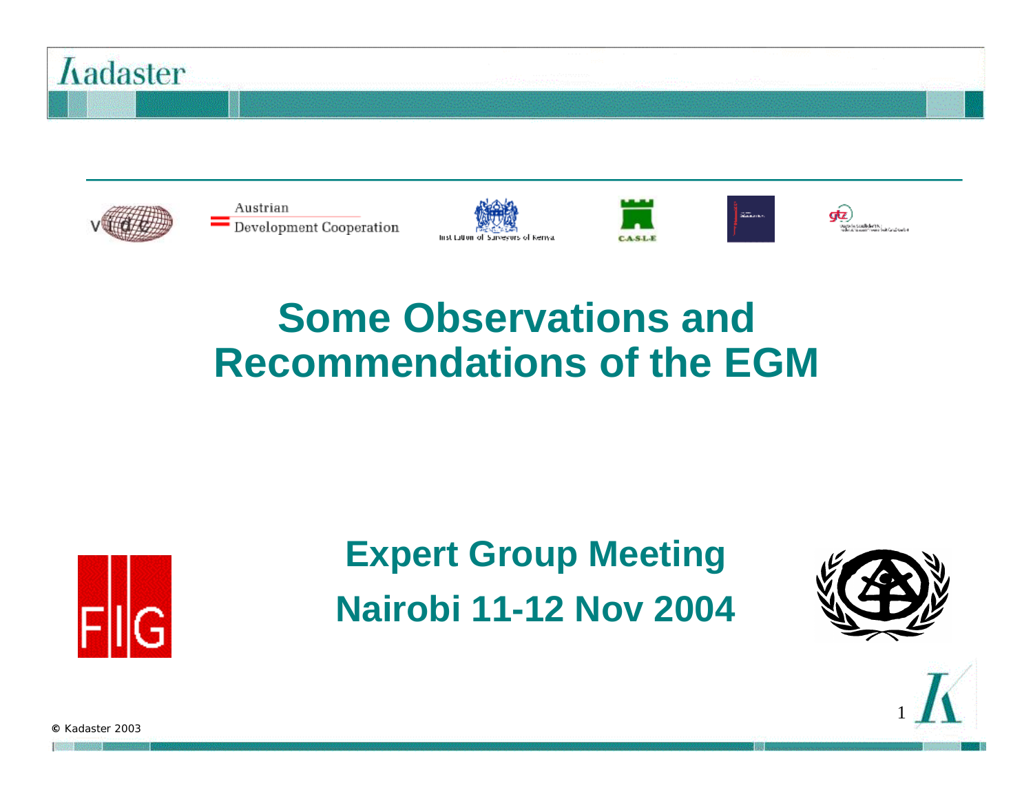# Some Observations and Recommendations of the EGM

**Expert Group Meeting**

**Nairobi 11-12 Nov 2004**

© Kadaster 2003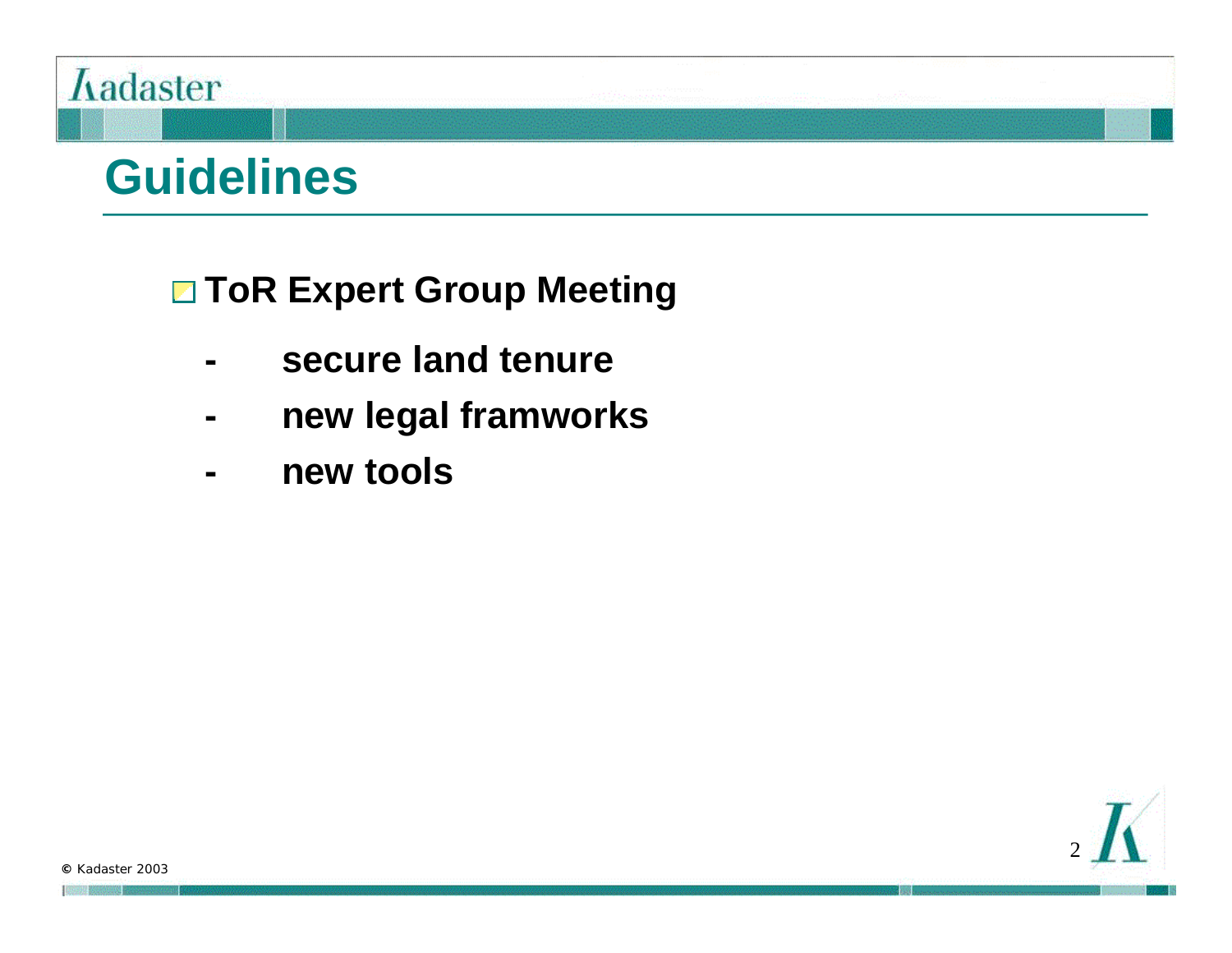# Guidelines

- **ToR Expert Group Meeting**
  - **secure land tenure**
  - **new legal framworks**
  - **new tools**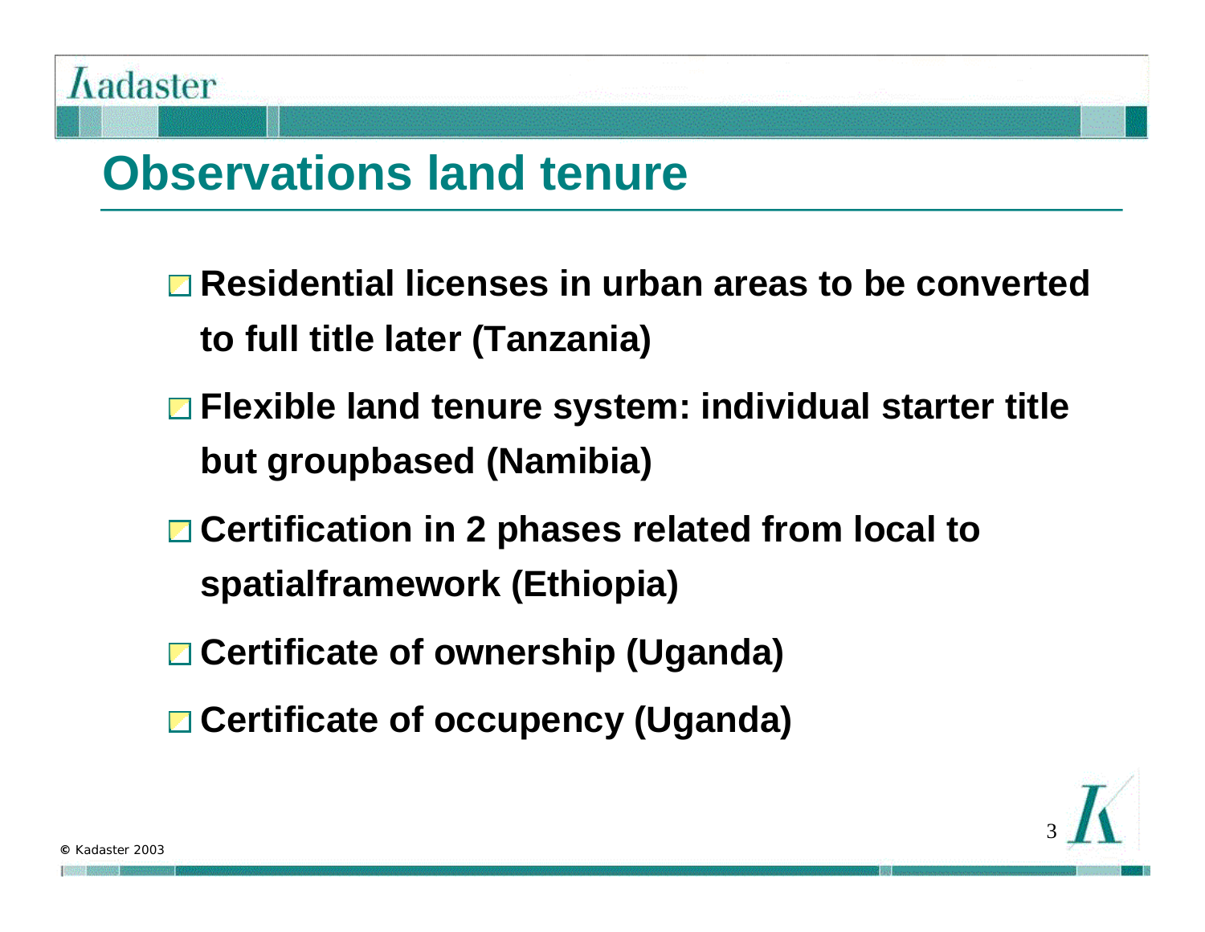# Observations land tenure

- **Residential licenses in urban areas to be converted to full title later (Tanzania)**
- **Flexible land tenure system: individual starter title but groupbased (Namibia)**
- **Certification in 2 phases related from local to spatialframework (Ethiopia)**
- **Certificate of ownership (Uganda)**
- **Certificate of occupency (Uganda)**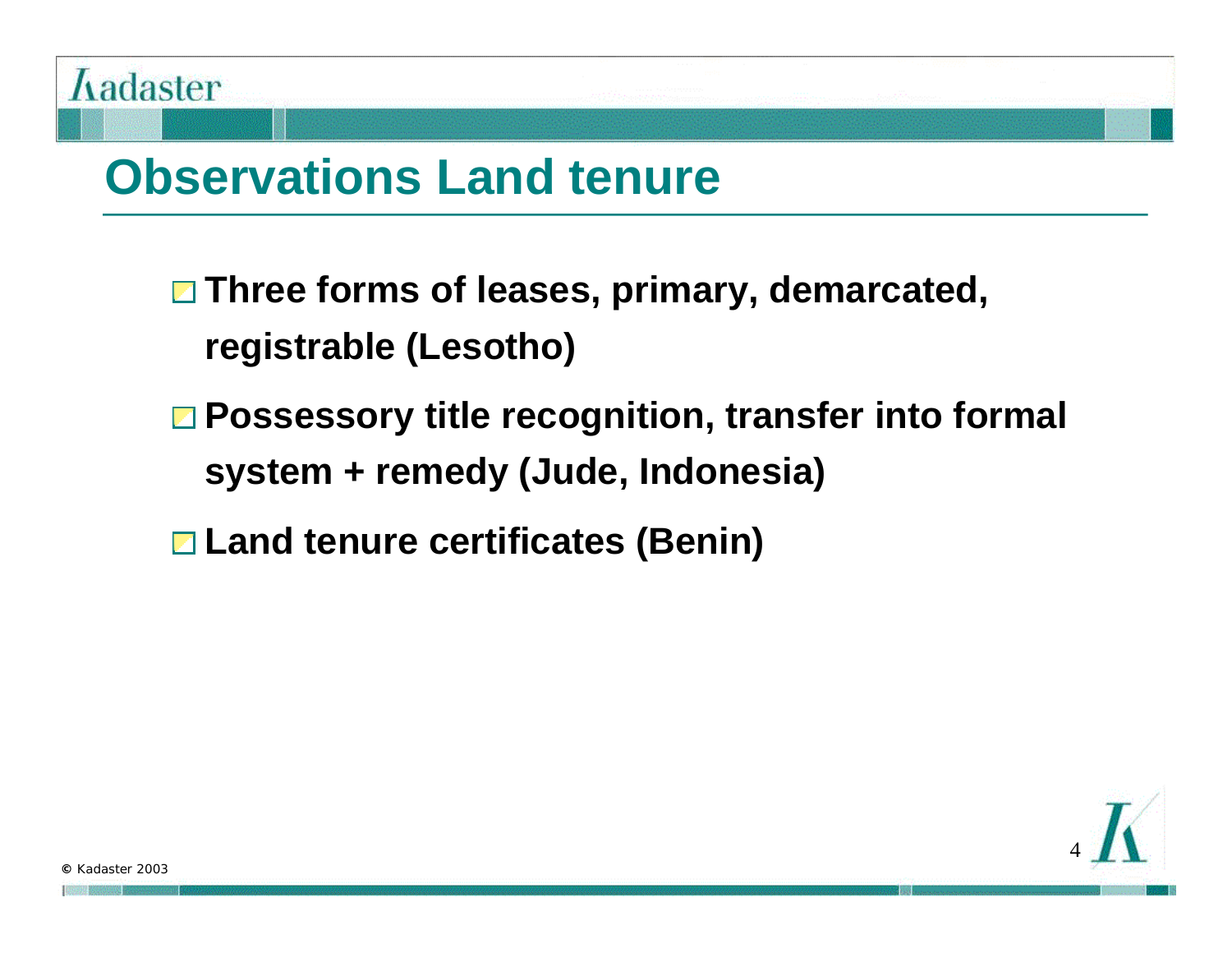# Observations Land tenure

- Three forms of leases, primary, demarcated, registrable (Lesotho)
- Possessory title recognition, transfer into formal system + remedy (Jude, Indonesia)
- Land tenure certificates (Benin)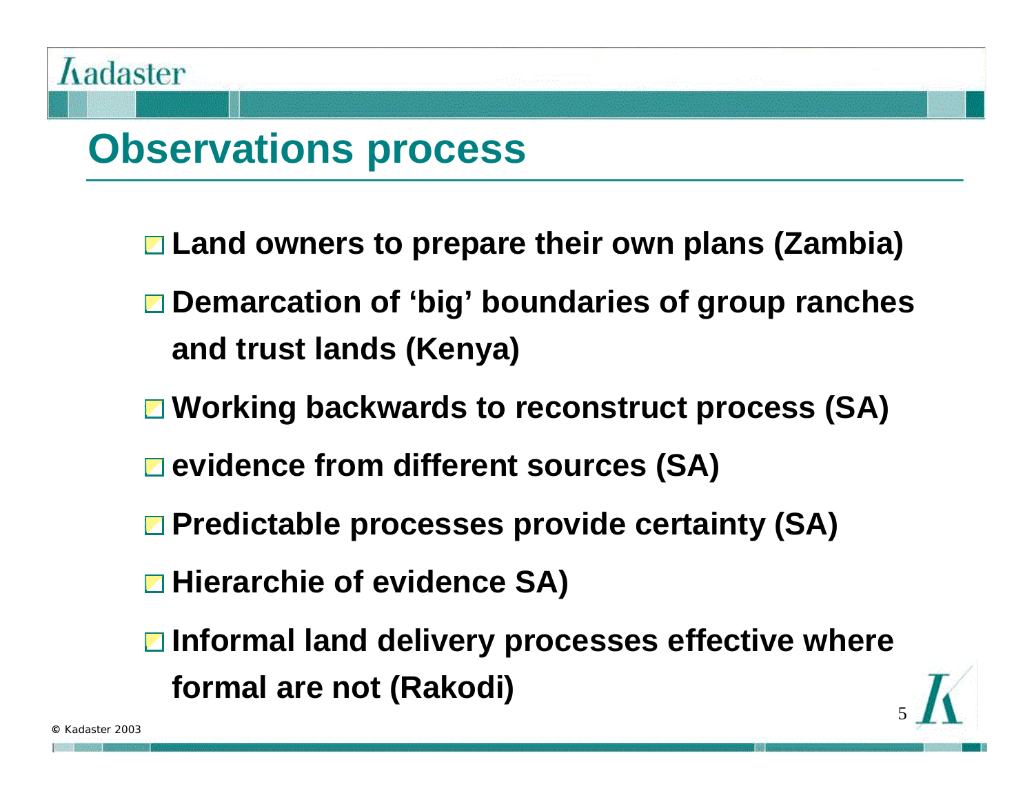# Observations process

- Land owners to prepare their own plans (Zambia)
- Demarcation of 'big' boundaries of group ranches and trust lands (Kenya)
- Working backwards to reconstruct process (SA)
- evidence from different sources (SA)
- Predictable processes provide certainty (SA)
- Hierarchie of evidence SA)
- Informal land delivery processes effective where formal are not (Rakodi)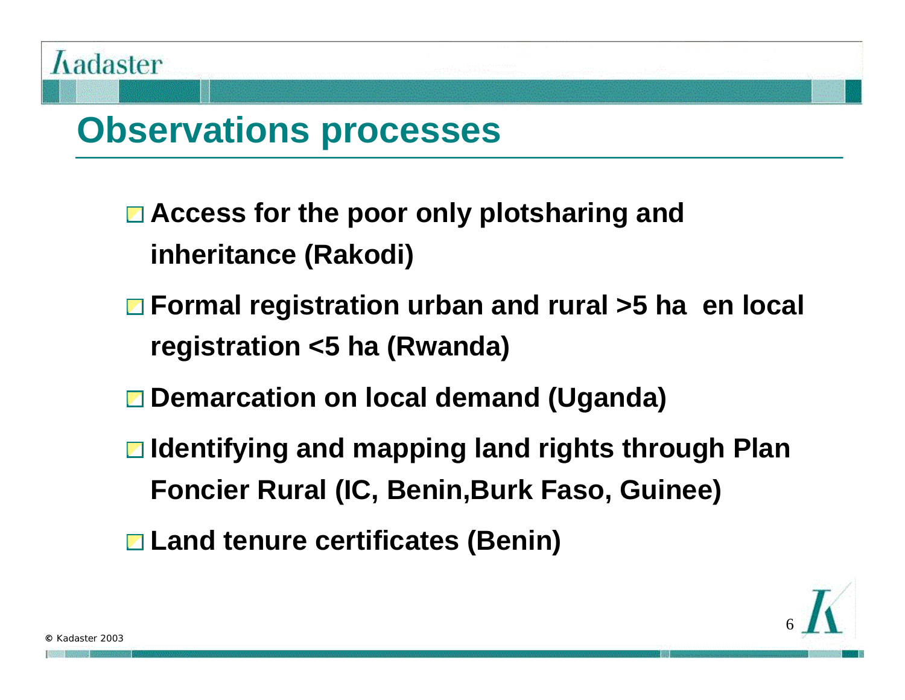# Observations processes

- Access for the poor only plotsharing and inheritance (Rakodi)
- Formal registration urban and rural >5 ha  en local registration <5 ha (Rwanda)
- Demarcation on local demand (Uganda)
- Identifying and mapping land rights through Plan Foncier Rural (IC, Benin,Burk Faso, Guinee)
- Land tenure certificates (Benin)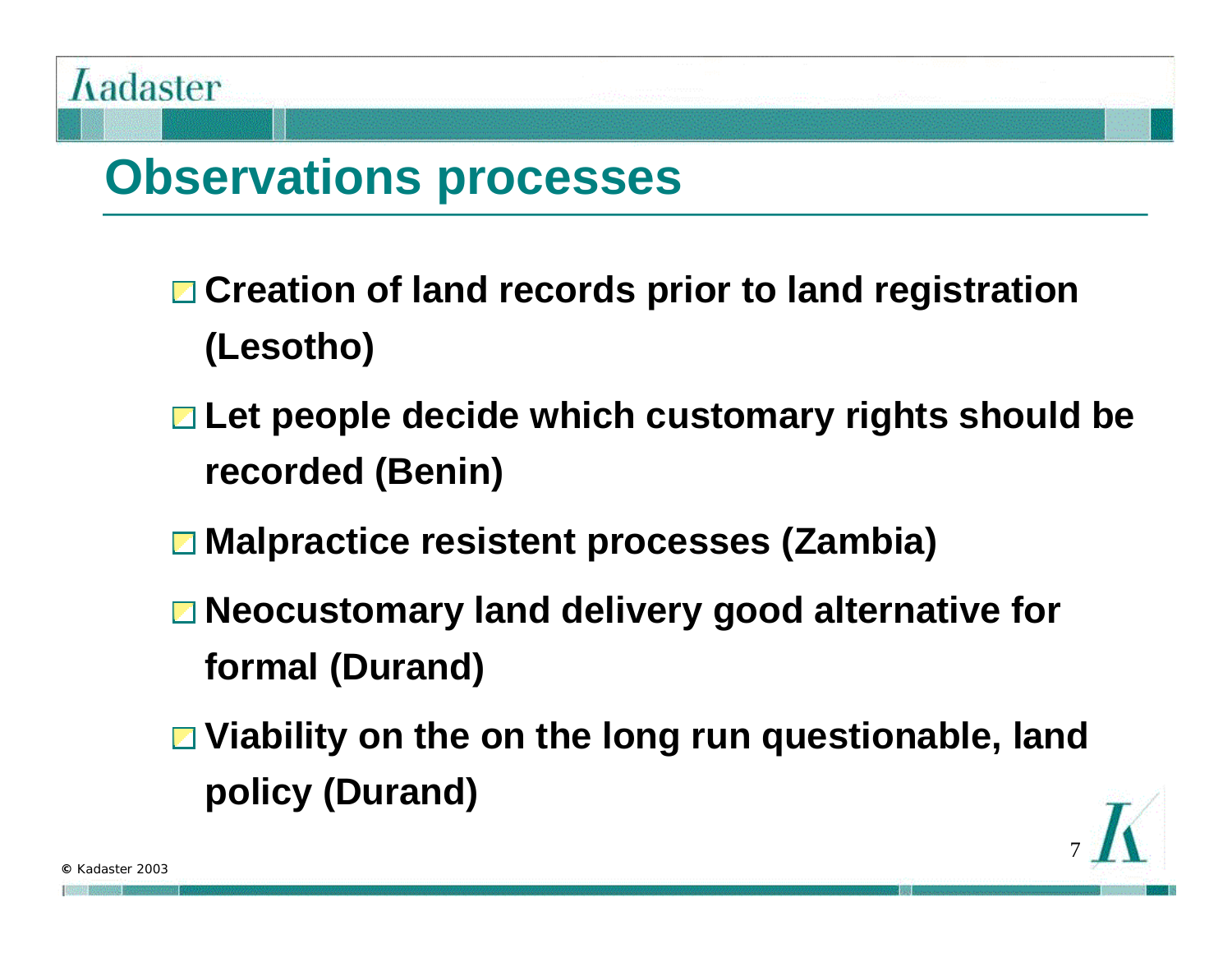# Observations processes

- Creation of land records prior to land registration (Lesotho)
- Let people decide which customary rights should be recorded (Benin)
- Malpractice resistent processes (Zambia)
- Neocustomary land delivery good alternative for formal (Durand)
- Viability on the on the long run questionable, land policy (Durand)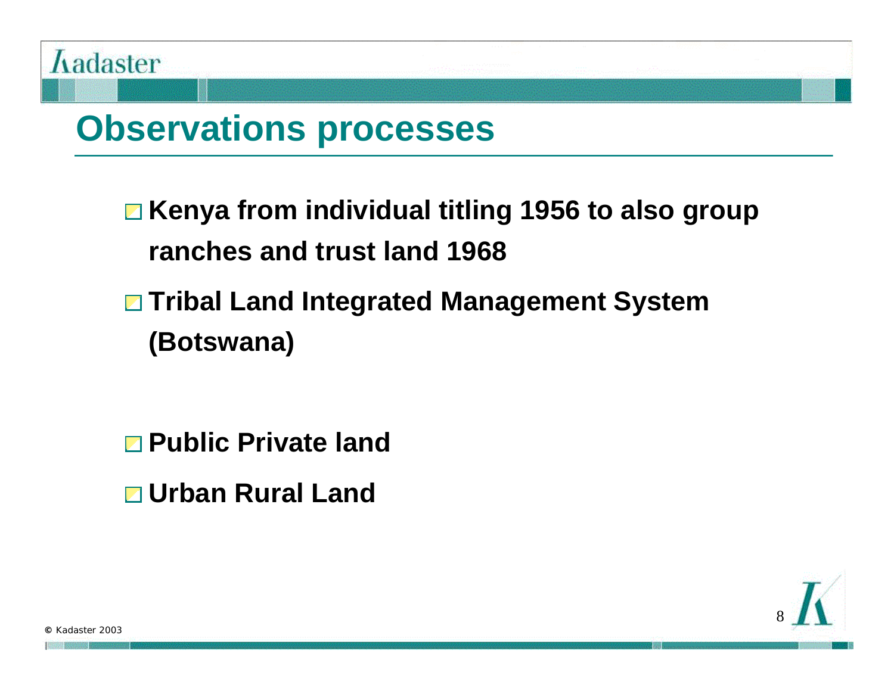# Observations processes

- **Kenya from individual titling 1956 to also group ranches and trust land 1968**
- **Tribal Land Integrated Management System (Botswana)**

- **Public Private land**
- **Urban Rural Land**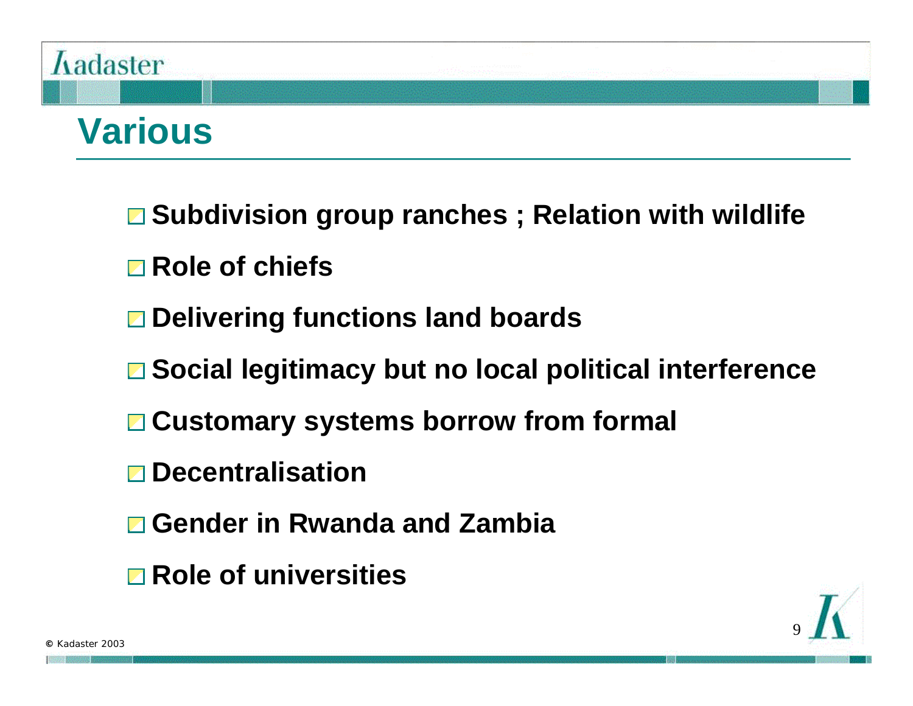# Various

- Subdivision group ranches ; Relation with wildlife
- Role of chiefs
- Delivering functions land boards
- Social legitimacy but no local political interference
- Customary systems borrow from formal
- Decentralisation
- Gender in Rwanda and Zambia
- Role of universities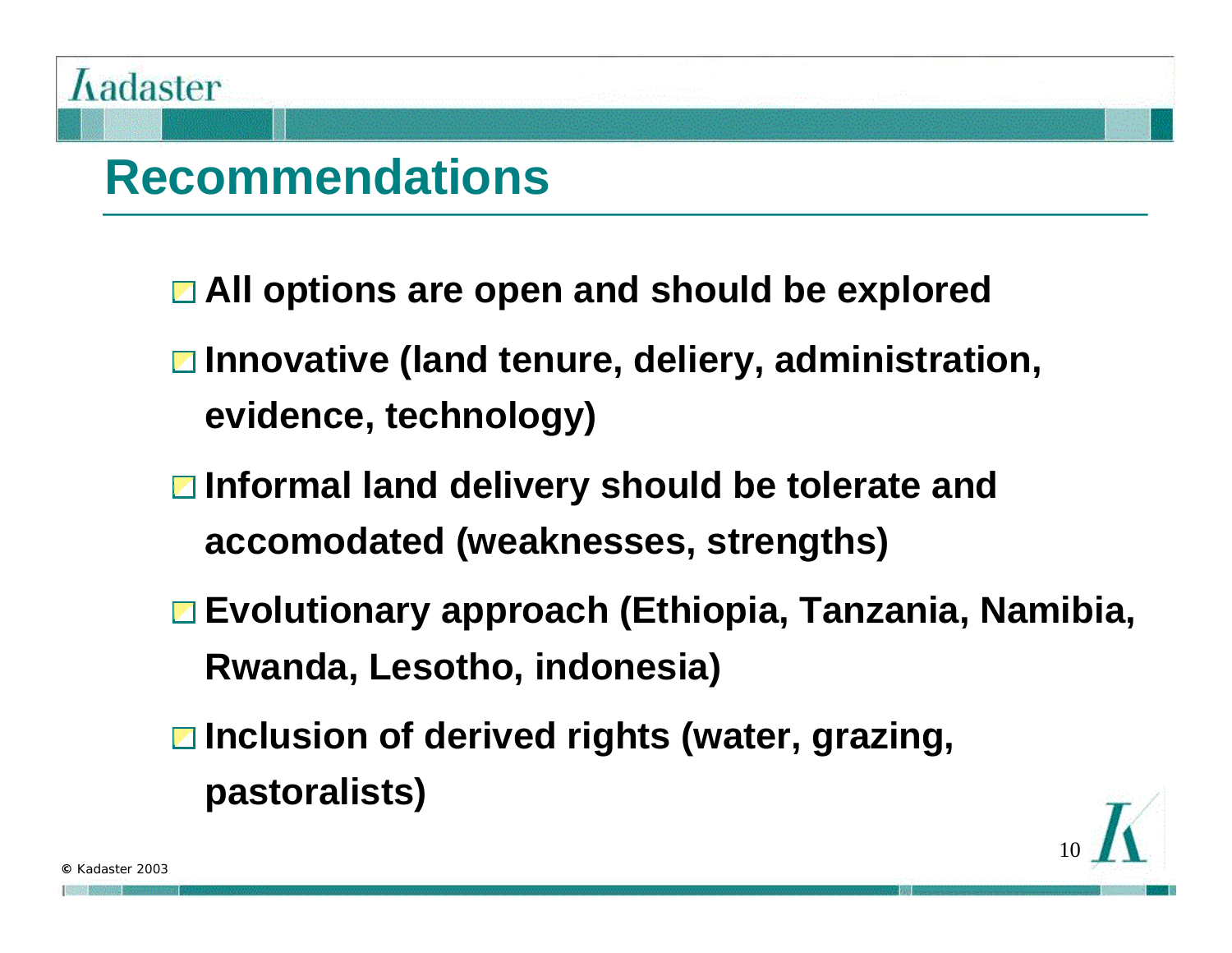# Recommendations

- All options are open and should be explored
- Innovative (land tenure, deliery, administration, evidence, technology)
- Informal land delivery should be tolerate and accomodated (weaknesses, strengths)
- Evolutionary approach (Ethiopia, Tanzania, Namibia, Rwanda, Lesotho, indonesia)
- Inclusion of derived rights (water, grazing, pastoralists)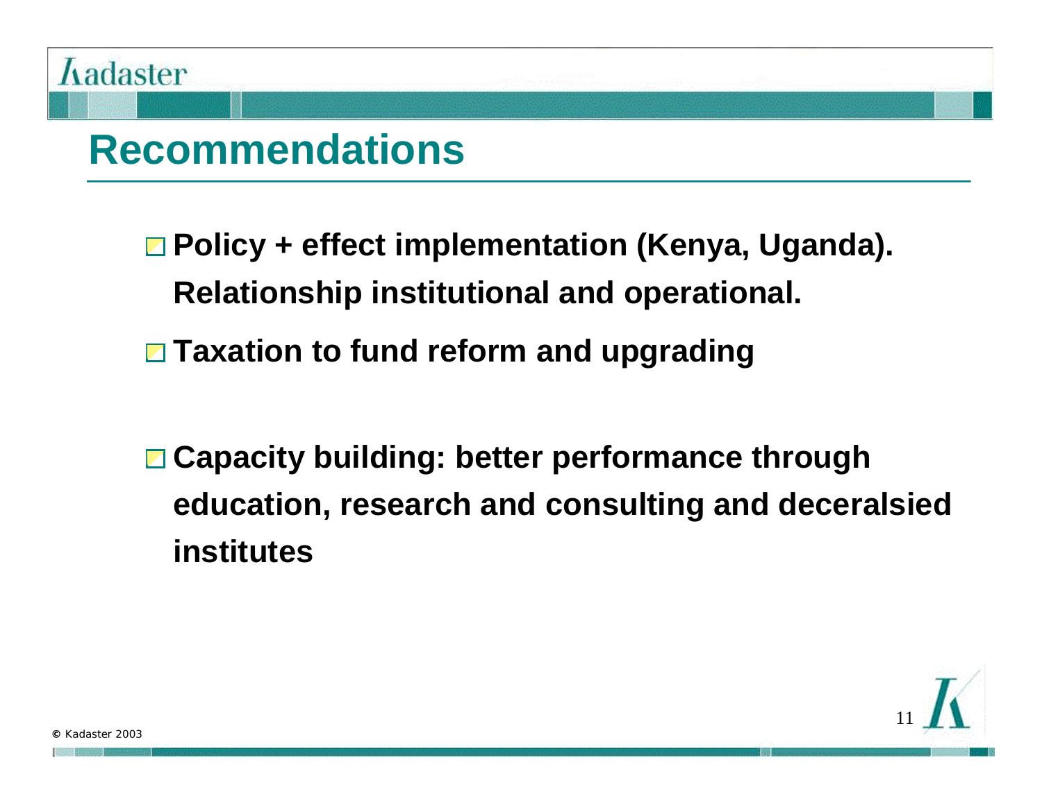# Recommendations

- **Policy + effect implementation (Kenya, Uganda). Relationship institutional and operational.**
- **Taxation to fund reform and upgrading**
- **Capacity building: better performance through education, research and consulting and deceralsied institutes**

© Kadaster 2003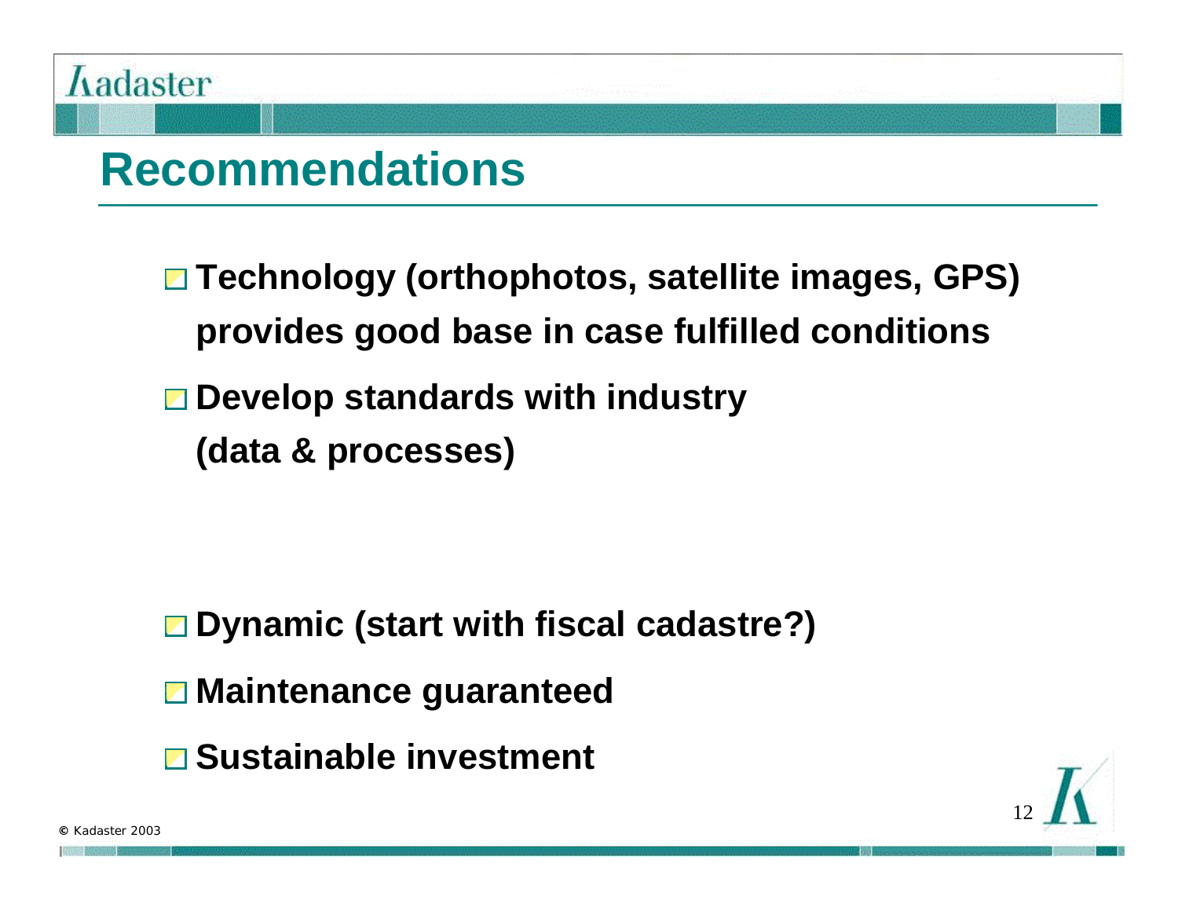# Recommendations

- Technology (orthophotos, satellite images, GPS) provides good base in case fulfilled conditions
- Develop standards with industry (data & processes)

- Dynamic (start with fiscal cadastre?)
- Maintenance guaranteed
- Sustainable investment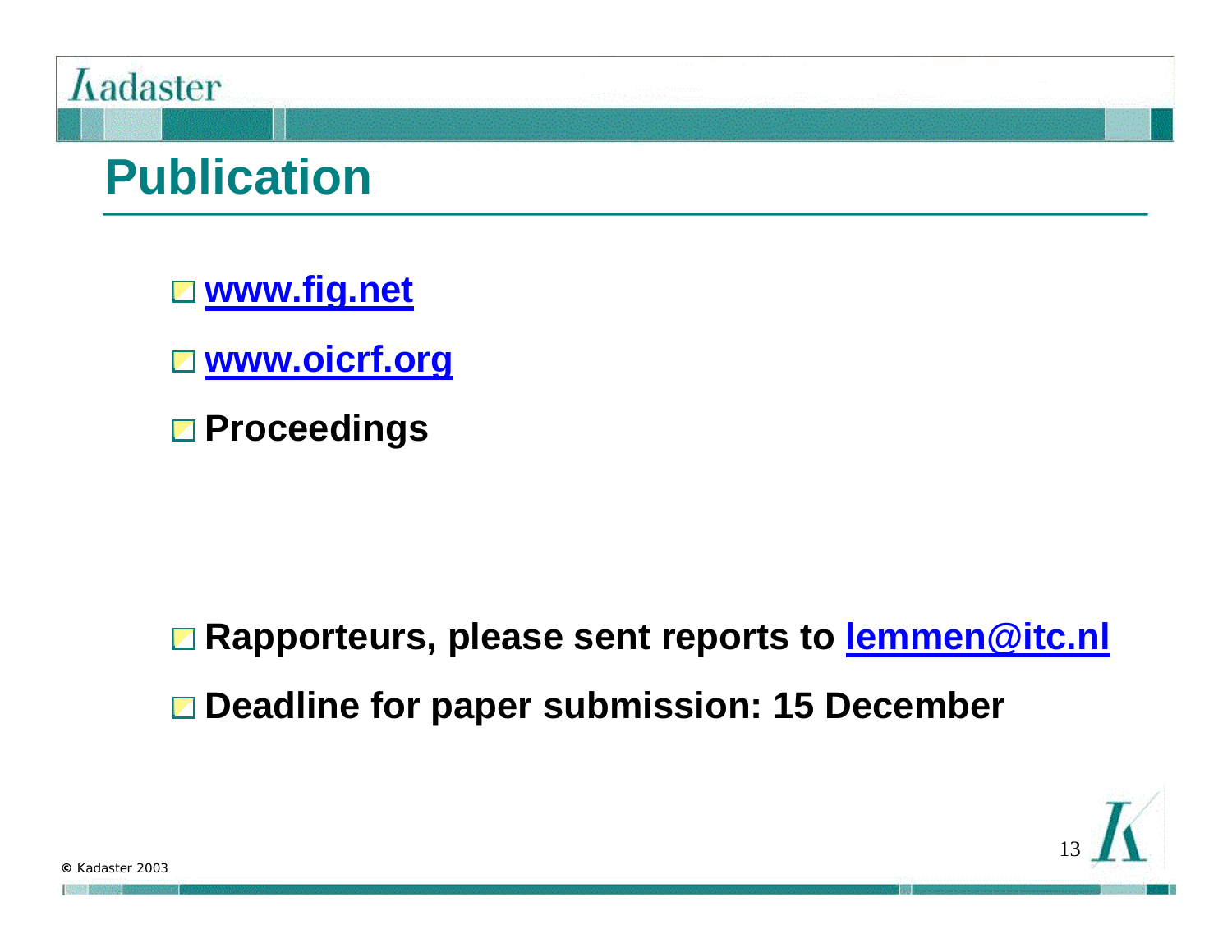# Publication

- www.fig.net
- www.oicrf.org
- Proceedings

- **Rapporteurs, please sent reports to lemmen@itc.nl**
- **Deadline for paper submission: 15 December**

© Kadaster 2003